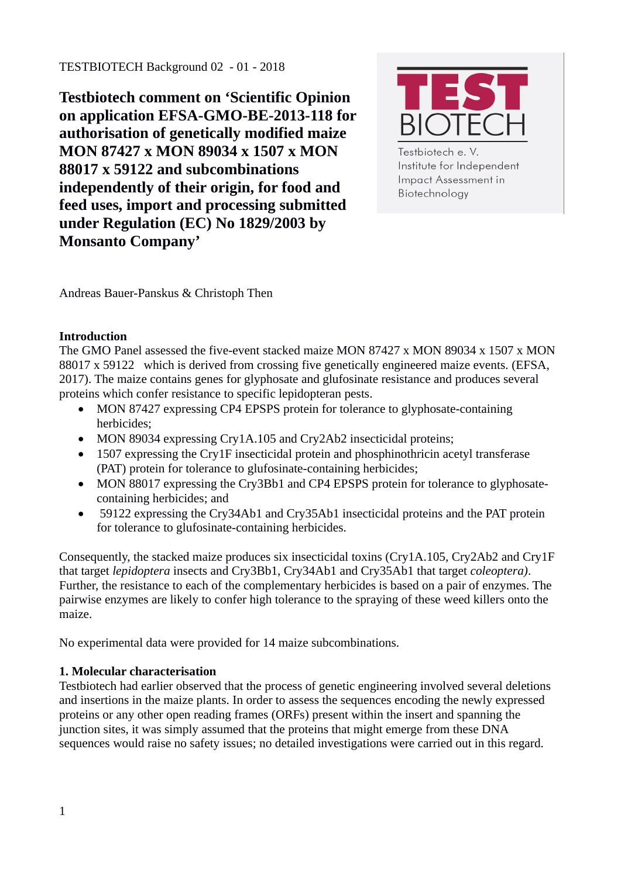TESTBIOTECH Background 02 - 01 - 2018

# Testbiotech comment on 'Scientific Opinion on application EFSA-GMO-BE-2013-118 for authorisation of genetically modified maize MON 87427 x MON 89034 x 1507 x MON 88017 x 59122 and subcombinations independently of their origin, for food and feed uses, import and processing submitted under Regulation (EC) No 1829/2003 by Monsanto Company'

TEST BIOTECH

Testbiotech e. V.
Institute for Independent Impact Assessment in Biotechnology

Andreas Bauer-Panskus & Christoph Then

## Introduction

The GMO Panel assessed the five-event stacked maize MON 87427 x MON 89034 x 1507 x MON 88017 x 59122 which is derived from crossing five genetically engineered maize events. (EFSA, 2017). The maize contains genes for glyphosate and glufosinate resistance and produces several proteins which confer resistance to specific lepidopteran pests.

- MON 87427 expressing CP4 EPSPS protein for tolerance to glyphosate-containing herbicides;
- MON 89034 expressing Cry1A.105 and Cry2Ab2 insecticidal proteins;
- 1507 expressing the Cry1F insecticidal protein and phosphinothricin acetyl transferase (PAT) protein for tolerance to glufosinate-containing herbicides;
- MON 88017 expressing the Cry3Bb1 and CP4 EPSPS protein for tolerance to glyphosate-containing herbicides; and
- 59122 expressing the Cry34Ab1 and Cry35Ab1 insecticidal proteins and the PAT protein for tolerance to glufosinate-containing herbicides.

Consequently, the stacked maize produces six insecticidal toxins (Cry1A.105, Cry2Ab2 and Cry1F that target *lepidoptera* insects and Cry3Bb1, Cry34Ab1 and Cry35Ab1 that target *coleoptera)*. Further, the resistance to each of the complementary herbicides is based on a pair of enzymes. The pairwise enzymes are likely to confer high tolerance to the spraying of these weed killers onto the maize.

No experimental data were provided for 14 maize subcombinations.

## 1. Molecular characterisation

Testbiotech had earlier observed that the process of genetic engineering involved several deletions and insertions in the maize plants. In order to assess the sequences encoding the newly expressed proteins or any other open reading frames (ORFs) present within the insert and spanning the junction sites, it was simply assumed that the proteins that might emerge from these DNA sequences would raise no safety issues; no detailed investigations were carried out in this regard.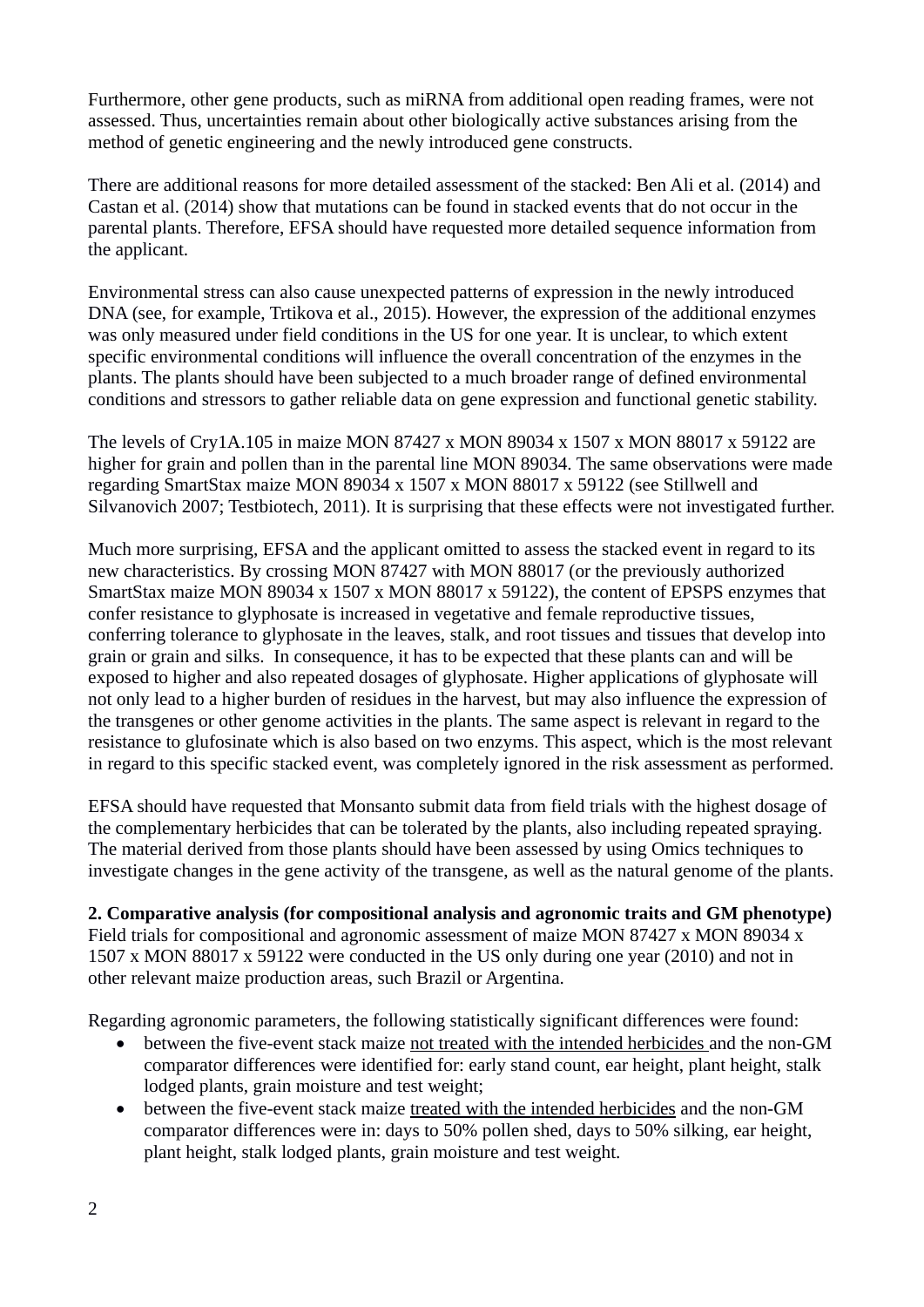Furthermore, other gene products, such as miRNA from additional open reading frames, were not assessed. Thus, uncertainties remain about other biologically active substances arising from the method of genetic engineering and the newly introduced gene constructs.

There are additional reasons for more detailed assessment of the stacked: Ben Ali et al. (2014) and Castan et al. (2014) show that mutations can be found in stacked events that do not occur in the parental plants. Therefore, EFSA should have requested more detailed sequence information from the applicant.

Environmental stress can also cause unexpected patterns of expression in the newly introduced DNA (see, for example, Trtikova et al., 2015). However, the expression of the additional enzymes was only measured under field conditions in the US for one year. It is unclear, to which extent specific environmental conditions will influence the overall concentration of the enzymes in the plants. The plants should have been subjected to a much broader range of defined environmental conditions and stressors to gather reliable data on gene expression and functional genetic stability.

The levels of Cry1A.105 in maize MON 87427 x MON 89034 x 1507 x MON 88017 x 59122 are higher for grain and pollen than in the parental line MON 89034. The same observations were made regarding SmartStax maize MON 89034 x 1507 x MON 88017 x 59122 (see Stillwell and Silvanovich 2007; Testbiotech, 2011). It is surprising that these effects were not investigated further.

Much more surprising, EFSA and the applicant omitted to assess the stacked event in regard to its new characteristics. By crossing MON 87427 with MON 88017 (or the previously authorized SmartStax maize MON 89034 x 1507 x MON 88017 x 59122), the content of EPSPS enzymes that confer resistance to glyphosate is increased in vegetative and female reproductive tissues, conferring tolerance to glyphosate in the leaves, stalk, and root tissues and tissues that develop into grain or grain and silks. In consequence, it has to be expected that these plants can and will be exposed to higher and also repeated dosages of glyphosate. Higher applications of glyphosate will not only lead to a higher burden of residues in the harvest, but may also influence the expression of the transgenes or other genome activities in the plants. The same aspect is relevant in regard to the resistance to glufosinate which is also based on two enzyms. This aspect, which is the most relevant in regard to this specific stacked event, was completely ignored in the risk assessment as performed.

EFSA should have requested that Monsanto submit data from field trials with the highest dosage of the complementary herbicides that can be tolerated by the plants, also including repeated spraying. The material derived from those plants should have been assessed by using Omics techniques to investigate changes in the gene activity of the transgene, as well as the natural genome of the plants.

**2. Comparative analysis (for compositional analysis and agronomic traits and GM phenotype)**
Field trials for compositional and agronomic assessment of maize MON 87427 x MON 89034 x 1507 x MON 88017 x 59122 were conducted in the US only during one year (2010) and not in other relevant maize production areas, such Brazil or Argentina.

Regarding agronomic parameters, the following statistically significant differences were found:

- between the five-event stack maize <u>not treated with the intended herbicides</u> and the non-GM comparator differences were identified for: early stand count, ear height, plant height, stalk lodged plants, grain moisture and test weight;
- between the five-event stack maize <u>treated with the intended herbicides</u> and the non-GM comparator differences were in: days to 50% pollen shed, days to 50% silking, ear height, plant height, stalk lodged plants, grain moisture and test weight.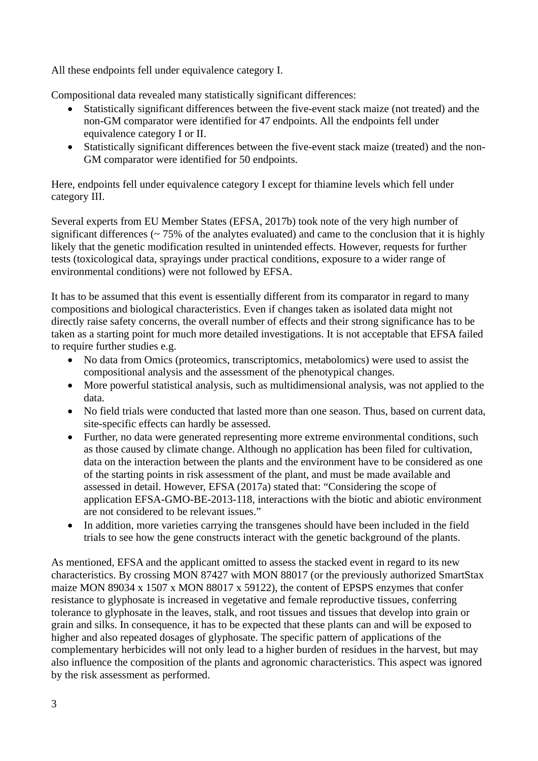All these endpoints fell under equivalence category I.

Compositional data revealed many statistically significant differences:

- Statistically significant differences between the five-event stack maize (not treated) and the non-GM comparator were identified for 47 endpoints. All the endpoints fell under equivalence category I or II.
- Statistically significant differences between the five-event stack maize (treated) and the non-GM comparator were identified for 50 endpoints.

Here, endpoints fell under equivalence category I except for thiamine levels which fell under category III.

Several experts from EU Member States (EFSA, 2017b) took note of the very high number of significant differences (~ 75% of the analytes evaluated) and came to the conclusion that it is highly likely that the genetic modification resulted in unintended effects. However, requests for further tests (toxicological data, sprayings under practical conditions, exposure to a wider range of environmental conditions) were not followed by EFSA.

It has to be assumed that this event is essentially different from its comparator in regard to many compositions and biological characteristics. Even if changes taken as isolated data might not directly raise safety concerns, the overall number of effects and their strong significance has to be taken as a starting point for much more detailed investigations. It is not acceptable that EFSA failed to require further studies e.g.

- No data from Omics (proteomics, transcriptomics, metabolomics) were used to assist the compositional analysis and the assessment of the phenotypical changes.
- More powerful statistical analysis, such as multidimensional analysis, was not applied to the data.
- No field trials were conducted that lasted more than one season. Thus, based on current data, site-specific effects can hardly be assessed.
- Further, no data were generated representing more extreme environmental conditions, such as those caused by climate change. Although no application has been filed for cultivation, data on the interaction between the plants and the environment have to be considered as one of the starting points in risk assessment of the plant, and must be made available and assessed in detail. However, EFSA (2017a) stated that: "Considering the scope of application EFSA-GMO-BE-2013-118, interactions with the biotic and abiotic environment are not considered to be relevant issues."
- In addition, more varieties carrying the transgenes should have been included in the field trials to see how the gene constructs interact with the genetic background of the plants.

As mentioned, EFSA and the applicant omitted to assess the stacked event in regard to its new characteristics. By crossing MON 87427 with MON 88017 (or the previously authorized SmartStax maize MON 89034 x 1507 x MON 88017 x 59122), the content of EPSPS enzymes that confer resistance to glyphosate is increased in vegetative and female reproductive tissues, conferring tolerance to glyphosate in the leaves, stalk, and root tissues and tissues that develop into grain or grain and silks. In consequence, it has to be expected that these plants can and will be exposed to higher and also repeated dosages of glyphosate. The specific pattern of applications of the complementary herbicides will not only lead to a higher burden of residues in the harvest, but may also influence the composition of the plants and agronomic characteristics. This aspect was ignored by the risk assessment as performed.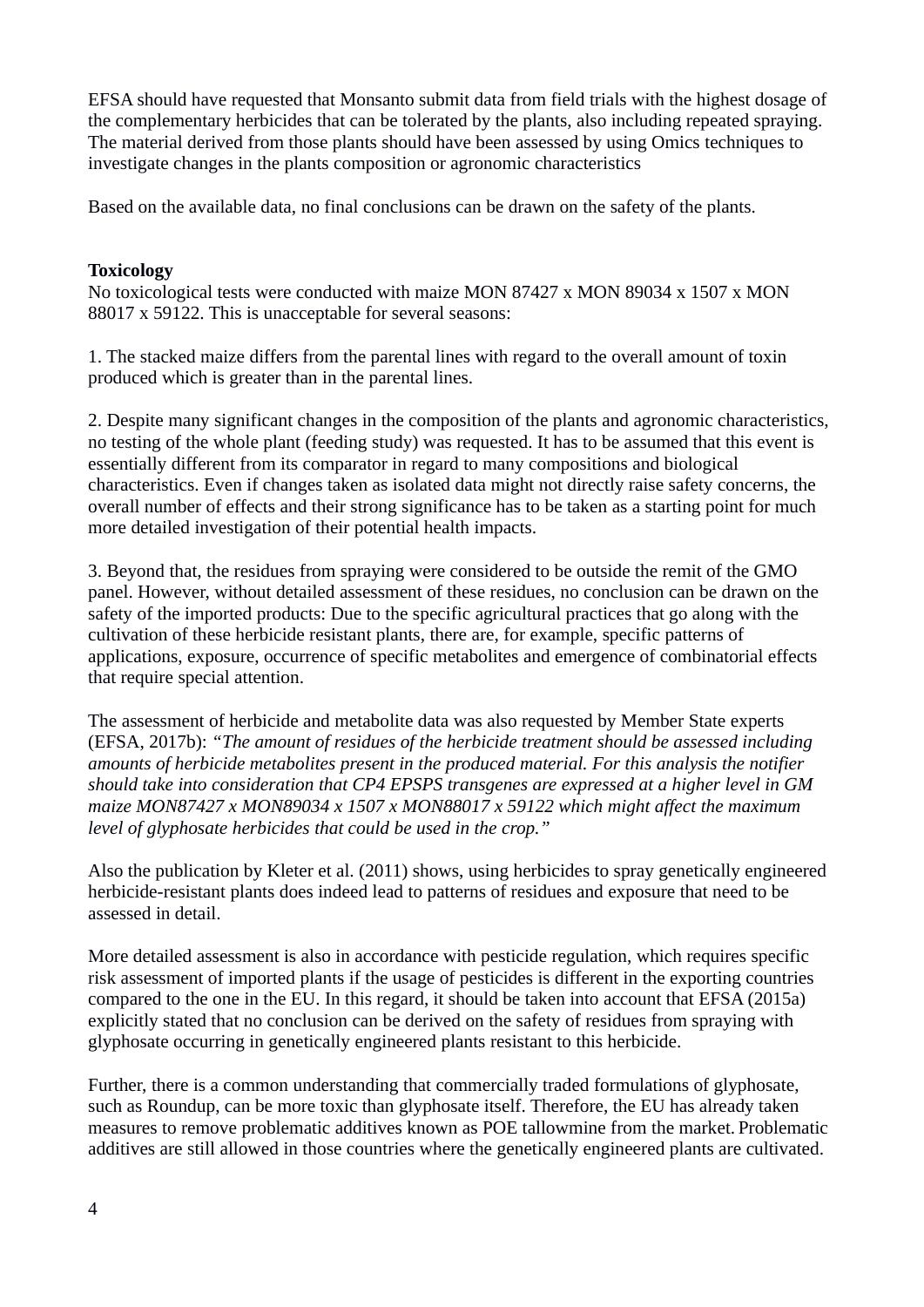EFSA should have requested that Monsanto submit data from field trials with the highest dosage of the complementary herbicides that can be tolerated by the plants, also including repeated spraying. The material derived from those plants should have been assessed by using Omics techniques to investigate changes in the plants composition or agronomic characteristics

Based on the available data, no final conclusions can be drawn on the safety of the plants.

**Toxicology**

No toxicological tests were conducted with maize MON 87427 x MON 89034 x 1507 x MON 88017 x 59122. This is unacceptable for several seasons:

1. The stacked maize differs from the parental lines with regard to the overall amount of toxin produced which is greater than in the parental lines.

2. Despite many significant changes in the composition of the plants and agronomic characteristics, no testing of the whole plant (feeding study) was requested. It has to be assumed that this event is essentially different from its comparator in regard to many compositions and biological characteristics. Even if changes taken as isolated data might not directly raise safety concerns, the overall number of effects and their strong significance has to be taken as a starting point for much more detailed investigation of their potential health impacts.

3. Beyond that, the residues from spraying were considered to be outside the remit of the GMO panel. However, without detailed assessment of these residues, no conclusion can be drawn on the safety of the imported products: Due to the specific agricultural practices that go along with the cultivation of these herbicide resistant plants, there are, for example, specific patterns of applications, exposure, occurrence of specific metabolites and emergence of combinatorial effects that require special attention.

The assessment of herbicide and metabolite data was also requested by Member State experts (EFSA, 2017b): *"The amount of residues of the herbicide treatment should be assessed including amounts of herbicide metabolites present in the produced material. For this analysis the notifier should take into consideration that CP4 EPSPS transgenes are expressed at a higher level in GM maize MON87427 x MON89034 x 1507 x MON88017 x 59122 which might affect the maximum level of glyphosate herbicides that could be used in the crop."*

Also the publication by Kleter et al. (2011) shows, using herbicides to spray genetically engineered herbicide-resistant plants does indeed lead to patterns of residues and exposure that need to be assessed in detail.

More detailed assessment is also in accordance with pesticide regulation, which requires specific risk assessment of imported plants if the usage of pesticides is different in the exporting countries compared to the one in the EU. In this regard, it should be taken into account that EFSA (2015a) explicitly stated that no conclusion can be derived on the safety of residues from spraying with glyphosate occurring in genetically engineered plants resistant to this herbicide.

Further, there is a common understanding that commercially traded formulations of glyphosate, such as Roundup, can be more toxic than glyphosate itself. Therefore, the EU has already taken measures to remove problematic additives known as POE tallowmine from the market. Problematic additives are still allowed in those countries where the genetically engineered plants are cultivated.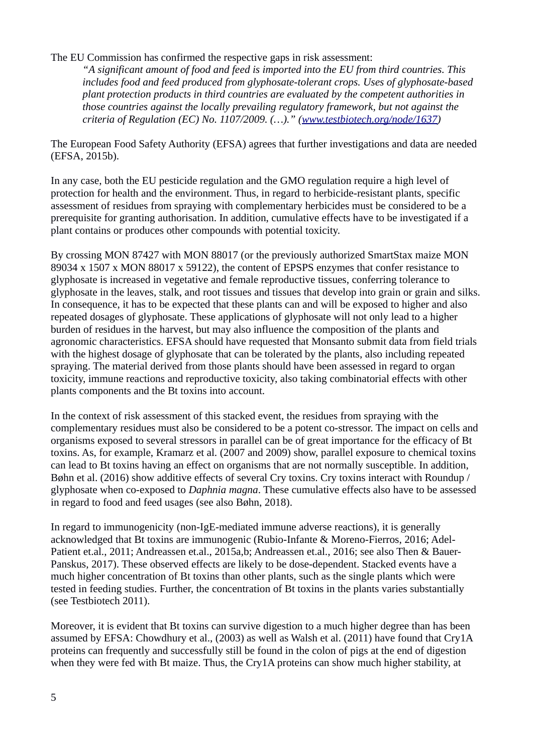The EU Commission has confirmed the respective gaps in risk assessment:

> *"A significant amount of food and feed is imported into the EU from third countries. This includes food and feed produced from glyphosate-tolerant crops. Uses of glyphosate-based plant protection products in third countries are evaluated by the competent authorities in those countries against the locally prevailing regulatory framework, but not against the criteria of Regulation (EC) No. 1107/2009. (…)." ([www.testbiotech.org/node/1637](www.testbiotech.org/node/1637))*

The European Food Safety Authority (EFSA) agrees that further investigations and data are needed (EFSA, 2015b).

In any case, both the EU pesticide regulation and the GMO regulation require a high level of protection for health and the environment. Thus, in regard to herbicide-resistant plants, specific assessment of residues from spraying with complementary herbicides must be considered to be a prerequisite for granting authorisation. In addition, cumulative effects have to be investigated if a plant contains or produces other compounds with potential toxicity.

By crossing MON 87427 with MON 88017 (or the previously authorized SmartStax maize MON 89034 x 1507 x MON 88017 x 59122), the content of EPSPS enzymes that confer resistance to glyphosate is increased in vegetative and female reproductive tissues, conferring tolerance to glyphosate in the leaves, stalk, and root tissues and tissues that develop into grain or grain and silks. In consequence, it has to be expected that these plants can and will be exposed to higher and also repeated dosages of glyphosate. These applications of glyphosate will not only lead to a higher burden of residues in the harvest, but may also influence the composition of the plants and agronomic characteristics. EFSA should have requested that Monsanto submit data from field trials with the highest dosage of glyphosate that can be tolerated by the plants, also including repeated spraying. The material derived from those plants should have been assessed in regard to organ toxicity, immune reactions and reproductive toxicity, also taking combinatorial effects with other plants components and the Bt toxins into account.

In the context of risk assessment of this stacked event, the residues from spraying with the complementary residues must also be considered to be a potent co-stressor. The impact on cells and organisms exposed to several stressors in parallel can be of great importance for the efficacy of Bt toxins. As, for example, Kramarz et al. (2007 and 2009) show, parallel exposure to chemical toxins can lead to Bt toxins having an effect on organisms that are not normally susceptible. In addition, Bøhn et al. (2016) show additive effects of several Cry toxins. Cry toxins interact with Roundup / glyphosate when co-exposed to *Daphnia magna*. These cumulative effects also have to be assessed in regard to food and feed usages (see also Bøhn, 2018).

In regard to immunogenicity (non-IgE-mediated immune adverse reactions), it is generally acknowledged that Bt toxins are immunogenic (Rubio-Infante & Moreno-Fierros, 2016; Adel-Patient et.al., 2011; Andreassen et.al., 2015a,b; Andreassen et.al., 2016; see also Then & Bauer-Panskus, 2017). These observed effects are likely to be dose-dependent. Stacked events have a much higher concentration of Bt toxins than other plants, such as the single plants which were tested in feeding studies. Further, the concentration of Bt toxins in the plants varies substantially (see Testbiotech 2011).

Moreover, it is evident that Bt toxins can survive digestion to a much higher degree than has been assumed by EFSA: Chowdhury et al., (2003) as well as Walsh et al. (2011) have found that Cry1A proteins can frequently and successfully still be found in the colon of pigs at the end of digestion when they were fed with Bt maize. Thus, the Cry1A proteins can show much higher stability, at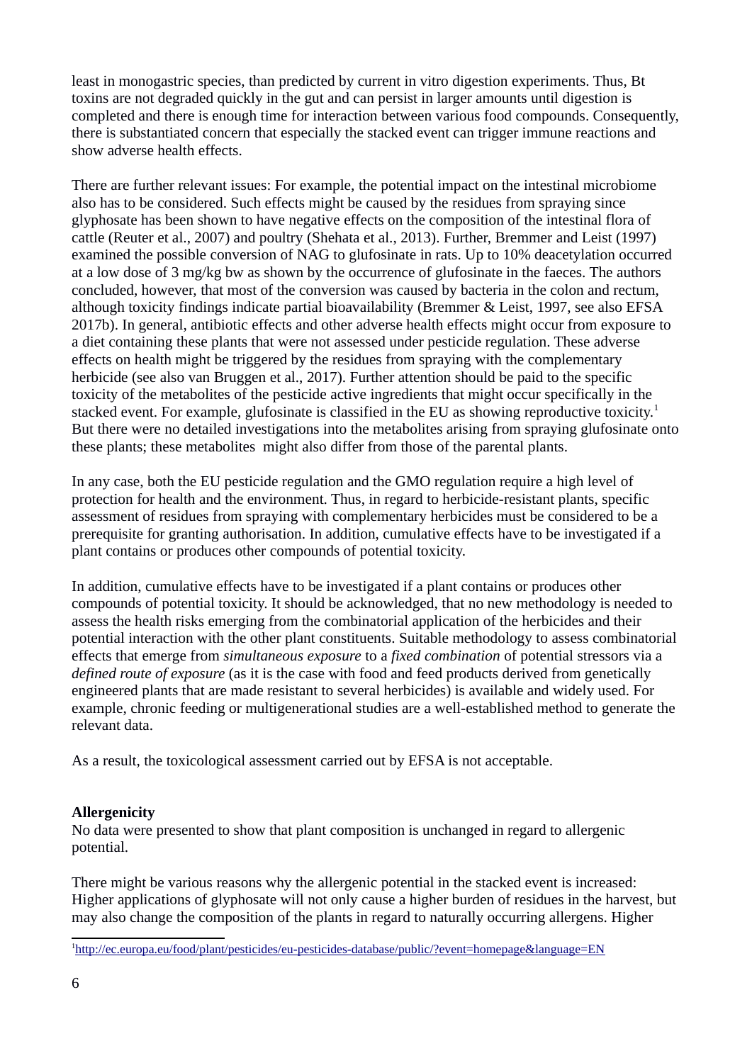least in monogastric species, than predicted by current in vitro digestion experiments. Thus, Bt toxins are not degraded quickly in the gut and can persist in larger amounts until digestion is completed and there is enough time for interaction between various food compounds. Consequently, there is substantiated concern that especially the stacked event can trigger immune reactions and show adverse health effects.

There are further relevant issues: For example, the potential impact on the intestinal microbiome also has to be considered. Such effects might be caused by the residues from spraying since glyphosate has been shown to have negative effects on the composition of the intestinal flora of cattle (Reuter et al., 2007) and poultry (Shehata et al., 2013). Further, Bremmer and Leist (1997) examined the possible conversion of NAG to glufosinate in rats. Up to 10% deacetylation occurred at a low dose of 3 mg/kg bw as shown by the occurrence of glufosinate in the faeces. The authors concluded, however, that most of the conversion was caused by bacteria in the colon and rectum, although toxicity findings indicate partial bioavailability (Bremmer & Leist, 1997, see also EFSA 2017b). In general, antibiotic effects and other adverse health effects might occur from exposure to a diet containing these plants that were not assessed under pesticide regulation. These adverse effects on health might be triggered by the residues from spraying with the complementary herbicide (see also van Bruggen et al., 2017). Further attention should be paid to the specific toxicity of the metabolites of the pesticide active ingredients that might occur specifically in the stacked event. For example, glufosinate is classified in the EU as showing reproductive toxicity.[1] But there were no detailed investigations into the metabolites arising from spraying glufosinate onto these plants; these metabolites might also differ from those of the parental plants.

In any case, both the EU pesticide regulation and the GMO regulation require a high level of protection for health and the environment. Thus, in regard to herbicide-resistant plants, specific assessment of residues from spraying with complementary herbicides must be considered to be a prerequisite for granting authorisation. In addition, cumulative effects have to be investigated if a plant contains or produces other compounds of potential toxicity.

In addition, cumulative effects have to be investigated if a plant contains or produces other compounds of potential toxicity. It should be acknowledged, that no new methodology is needed to assess the health risks emerging from the combinatorial application of the herbicides and their potential interaction with the other plant constituents. Suitable methodology to assess combinatorial effects that emerge from *simultaneous exposure* to a *fixed combination* of potential stressors via a *defined route of exposure* (as it is the case with food and feed products derived from genetically engineered plants that are made resistant to several herbicides) is available and widely used. For example, chronic feeding or multigenerational studies are a well-established method to generate the relevant data.

As a result, the toxicological assessment carried out by EFSA is not acceptable.

**Allergenicity**

No data were presented to show that plant composition is unchanged in regard to allergenic potential.

There might be various reasons why the allergenic potential in the stacked event is increased: Higher applications of glyphosate will not only cause a higher burden of residues in the harvest, but may also change the composition of the plants in regard to naturally occurring allergens. Higher

[1] http://ec.europa.eu/food/plant/pesticides/eu-pesticides-database/public/?event=homepage&language=EN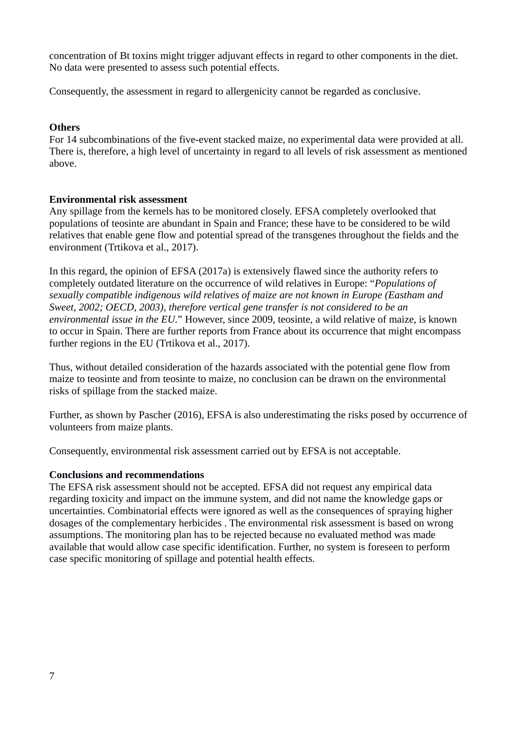concentration of Bt toxins might trigger adjuvant effects in regard to other components in the diet. No data were presented to assess such potential effects.

Consequently, the assessment in regard to allergenicity cannot be regarded as conclusive.

**Others**

For 14 subcombinations of the five-event stacked maize, no experimental data were provided at all. There is, therefore, a high level of uncertainty in regard to all levels of risk assessment as mentioned above.

**Environmental risk assessment**

Any spillage from the kernels has to be monitored closely. EFSA completely overlooked that populations of teosinte are abundant in Spain and France; these have to be considered to be wild relatives that enable gene flow and potential spread of the transgenes throughout the fields and the environment (Trtikova et al., 2017).

In this regard, the opinion of EFSA (2017a) is extensively flawed since the authority refers to completely outdated literature on the occurrence of wild relatives in Europe: "*Populations of sexually compatible indigenous wild relatives of maize are not known in Europe (Eastham and Sweet, 2002; OECD, 2003), therefore vertical gene transfer is not considered to be an environmental issue in the EU.*" However, since 2009, teosinte, a wild relative of maize, is known to occur in Spain. There are further reports from France about its occurrence that might encompass further regions in the EU (Trtikova et al., 2017).

Thus, without detailed consideration of the hazards associated with the potential gene flow from maize to teosinte and from teosinte to maize, no conclusion can be drawn on the environmental risks of spillage from the stacked maize.

Further, as shown by Pascher (2016), EFSA is also underestimating the risks posed by occurrence of volunteers from maize plants.

Consequently, environmental risk assessment carried out by EFSA is not acceptable.

**Conclusions and recommendations**

The EFSA risk assessment should not be accepted. EFSA did not request any empirical data regarding toxicity and impact on the immune system, and did not name the knowledge gaps or uncertainties. Combinatorial effects were ignored as well as the consequences of spraying higher dosages of the complementary herbicides . The environmental risk assessment is based on wrong assumptions. The monitoring plan has to be rejected because no evaluated method was made available that would allow case specific identification. Further, no system is foreseen to perform case specific monitoring of spillage and potential health effects.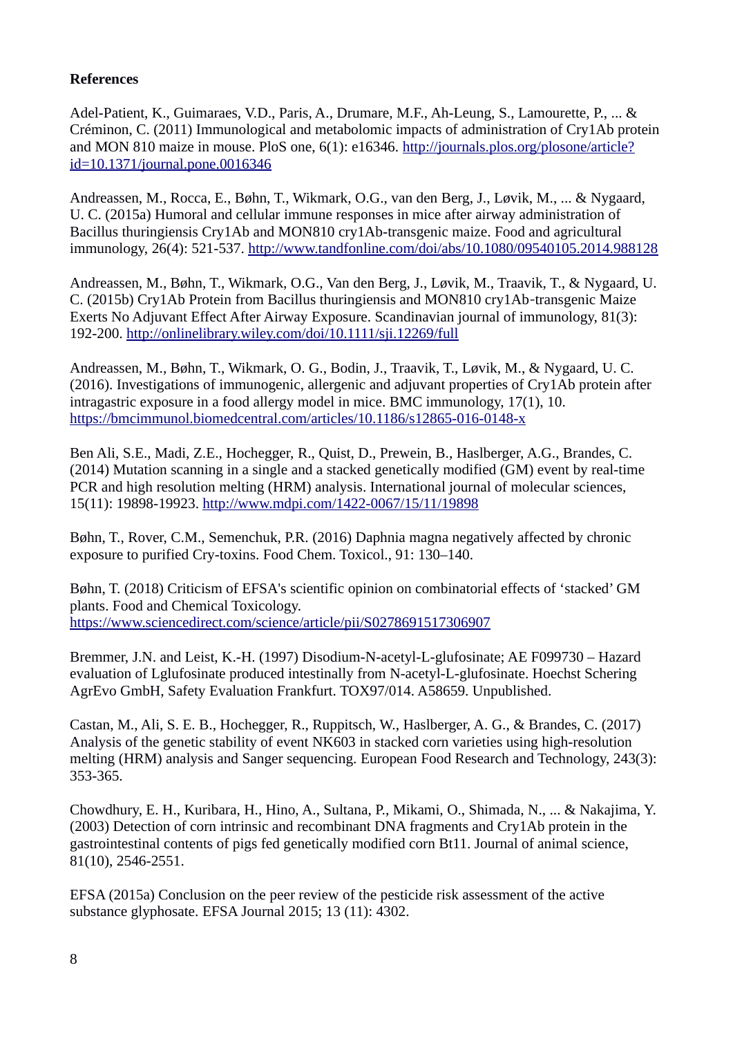**References**

Adel-Patient, K., Guimaraes, V.D., Paris, A., Drumare, M.F., Ah-Leung, S., Lamourette, P., ... & Créminon, C. (2011) Immunological and metabolomic impacts of administration of Cry1Ab protein and MON 810 maize in mouse. PloS one, 6(1): e16346. http://journals.plos.org/plosone/article?id=10.1371/journal.pone.0016346

Andreassen, M., Rocca, E., Bøhn, T., Wikmark, O.G., van den Berg, J., Løvik, M., ... & Nygaard, U. C. (2015a) Humoral and cellular immune responses in mice after airway administration of Bacillus thuringiensis Cry1Ab and MON810 cry1Ab-transgenic maize. Food and agricultural immunology, 26(4): 521-537. http://www.tandfonline.com/doi/abs/10.1080/09540105.2014.988128

Andreassen, M., Bøhn, T., Wikmark, O.G., Van den Berg, J., Løvik, M., Traavik, T., & Nygaard, U. C. (2015b) Cry1Ab Protein from Bacillus thuringiensis and MON810 cry1Ab‐transgenic Maize Exerts No Adjuvant Effect After Airway Exposure. Scandinavian journal of immunology, 81(3): 192-200. http://onlinelibrary.wiley.com/doi/10.1111/sji.12269/full

Andreassen, M., Bøhn, T., Wikmark, O. G., Bodin, J., Traavik, T., Løvik, M., & Nygaard, U. C. (2016). Investigations of immunogenic, allergenic and adjuvant properties of Cry1Ab protein after intragastric exposure in a food allergy model in mice. BMC immunology, 17(1), 10. https://bmcimmunol.biomedcentral.com/articles/10.1186/s12865-016-0148-x

Ben Ali, S.E., Madi, Z.E., Hochegger, R., Quist, D., Prewein, B., Haslberger, A.G., Brandes, C. (2014) Mutation scanning in a single and a stacked genetically modified (GM) event by real-time PCR and high resolution melting (HRM) analysis. International journal of molecular sciences, 15(11): 19898-19923. http://www.mdpi.com/1422-0067/15/11/19898

Bøhn, T., Rover, C.M., Semenchuk, P.R. (2016) Daphnia magna negatively affected by chronic exposure to purified Cry-toxins. Food Chem. Toxicol., 91: 130–140.

Bøhn, T. (2018) Criticism of EFSA's scientific opinion on combinatorial effects of 'stacked' GM plants. Food and Chemical Toxicology. https://www.sciencedirect.com/science/article/pii/S0278691517306907

Bremmer, J.N. and Leist, K.-H. (1997) Disodium-N-acetyl-L-glufosinate; AE F099730 – Hazard evaluation of Lglufosinate produced intestinally from N-acetyl-L-glufosinate. Hoechst Schering AgrEvo GmbH, Safety Evaluation Frankfurt. TOX97/014. A58659. Unpublished.

Castan, M., Ali, S. E. B., Hochegger, R., Ruppitsch, W., Haslberger, A. G., & Brandes, C. (2017) Analysis of the genetic stability of event NK603 in stacked corn varieties using high-resolution melting (HRM) analysis and Sanger sequencing. European Food Research and Technology, 243(3): 353-365.

Chowdhury, E. H., Kuribara, H., Hino, A., Sultana, P., Mikami, O., Shimada, N., ... & Nakajima, Y. (2003) Detection of corn intrinsic and recombinant DNA fragments and Cry1Ab protein in the gastrointestinal contents of pigs fed genetically modified corn Bt11. Journal of animal science, 81(10), 2546-2551.

EFSA (2015a) Conclusion on the peer review of the pesticide risk assessment of the active substance glyphosate. EFSA Journal 2015; 13 (11): 4302.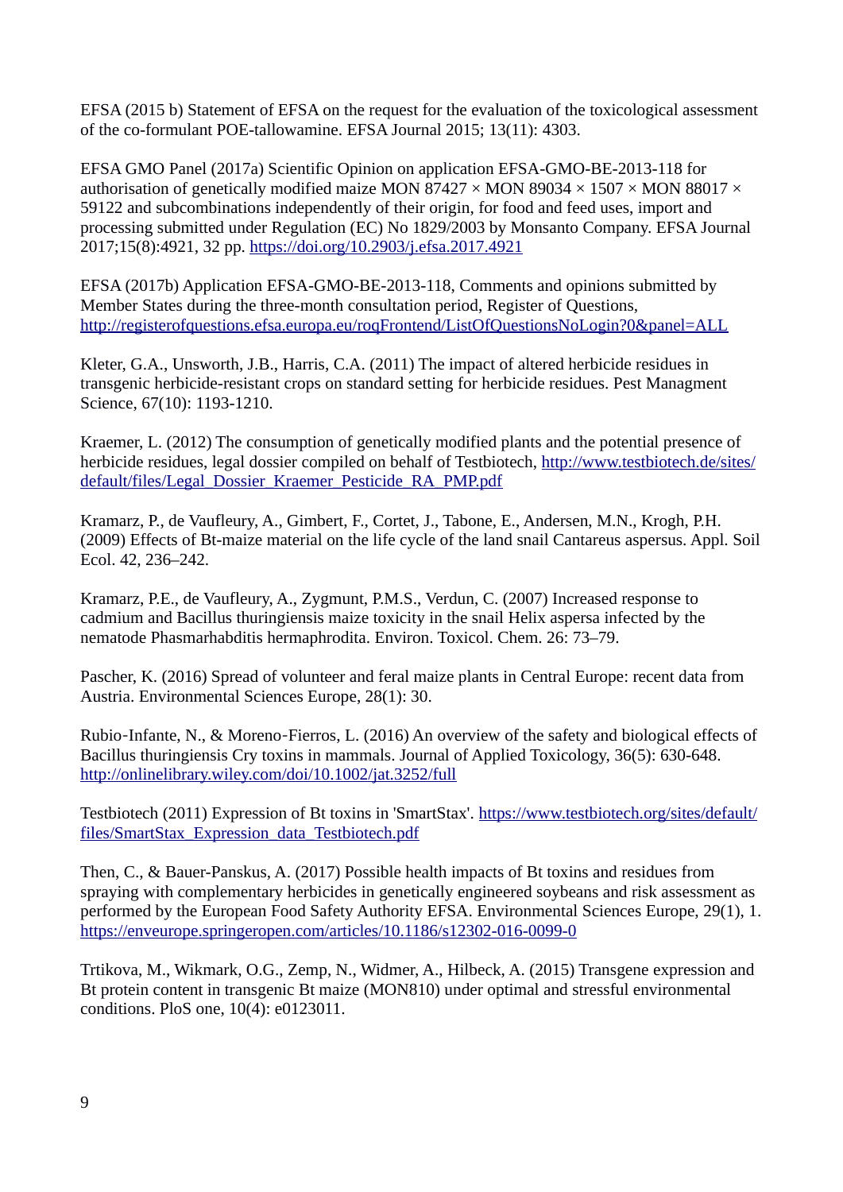EFSA (2015 b) Statement of EFSA on the request for the evaluation of the toxicological assessment of the co-formulant POE-tallowamine. EFSA Journal 2015; 13(11): 4303.

EFSA GMO Panel (2017a) Scientific Opinion on application EFSA-GMO-BE-2013-118 for authorisation of genetically modified maize MON 87427 × MON 89034 × 1507 × MON 88017 × 59122 and subcombinations independently of their origin, for food and feed uses, import and processing submitted under Regulation (EC) No 1829/2003 by Monsanto Company. EFSA Journal 2017;15(8):4921, 32 pp. https://doi.org/10.2903/j.efsa.2017.4921

EFSA (2017b) Application EFSA-GMO-BE-2013-118, Comments and opinions submitted by Member States during the three-month consultation period, Register of Questions, http://registerofquestions.efsa.europa.eu/roqFrontend/ListOfQuestionsNoLogin?0&panel=ALL

Kleter, G.A., Unsworth, J.B., Harris, C.A. (2011) The impact of altered herbicide residues in transgenic herbicide-resistant crops on standard setting for herbicide residues. Pest Managment Science, 67(10): 1193-1210.

Kraemer, L. (2012) The consumption of genetically modified plants and the potential presence of herbicide residues, legal dossier compiled on behalf of Testbiotech, http://www.testbiotech.de/sites/default/files/Legal_Dossier_Kraemer_Pesticide_RA_PMP.pdf

Kramarz, P., de Vaufleury, A., Gimbert, F., Cortet, J., Tabone, E., Andersen, M.N., Krogh, P.H. (2009) Effects of Bt-maize material on the life cycle of the land snail Cantareus aspersus. Appl. Soil Ecol. 42, 236–242.

Kramarz, P.E., de Vaufleury, A., Zygmunt, P.M.S., Verdun, C. (2007) Increased response to cadmium and Bacillus thuringiensis maize toxicity in the snail Helix aspersa infected by the nematode Phasmarhabditis hermaphrodita. Environ. Toxicol. Chem. 26: 73–79.

Pascher, K. (2016) Spread of volunteer and feral maize plants in Central Europe: recent data from Austria. Environmental Sciences Europe, 28(1): 30.

Rubio‐Infante, N., & Moreno‐Fierros, L. (2016) An overview of the safety and biological effects of Bacillus thuringiensis Cry toxins in mammals. Journal of Applied Toxicology, 36(5): 630-648. http://onlinelibrary.wiley.com/doi/10.1002/jat.3252/full

Testbiotech (2011) Expression of Bt toxins in 'SmartStax'. https://www.testbiotech.org/sites/default/files/SmartStax_Expression_data_Testbiotech.pdf

Then, C., & Bauer-Panskus, A. (2017) Possible health impacts of Bt toxins and residues from spraying with complementary herbicides in genetically engineered soybeans and risk assessment as performed by the European Food Safety Authority EFSA. Environmental Sciences Europe, 29(1), 1. https://enveurope.springeropen.com/articles/10.1186/s12302-016-0099-0

Trtikova, M., Wikmark, O.G., Zemp, N., Widmer, A., Hilbeck, A. (2015) Transgene expression and Bt protein content in transgenic Bt maize (MON810) under optimal and stressful environmental conditions. PloS one, 10(4): e0123011.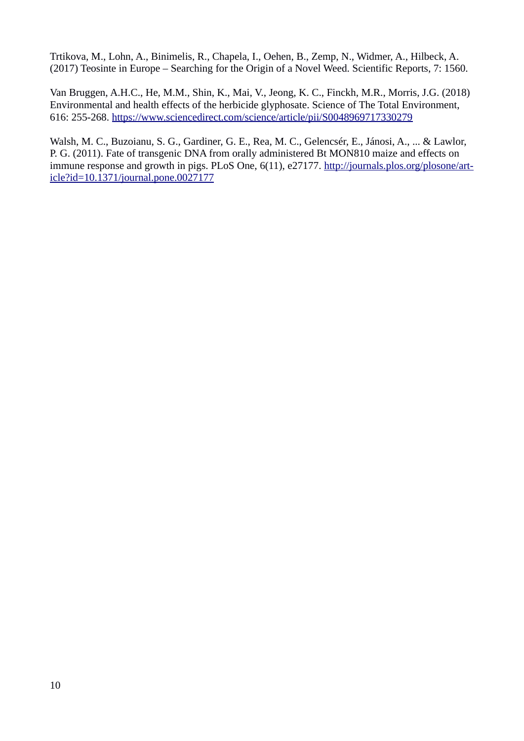Trtikova, M., Lohn, A., Binimelis, R., Chapela, I., Oehen, B., Zemp, N., Widmer, A., Hilbeck, A. (2017) Teosinte in Europe – Searching for the Origin of a Novel Weed. Scientific Reports, 7: 1560.

Van Bruggen, A.H.C., He, M.M., Shin, K., Mai, V., Jeong, K. C., Finckh, M.R., Morris, J.G. (2018) Environmental and health effects of the herbicide glyphosate. Science of The Total Environment, 616: 255-268. https://www.sciencedirect.com/science/article/pii/S0048969717330279

Walsh, M. C., Buzoianu, S. G., Gardiner, G. E., Rea, M. C., Gelencsér, E., Jánosi, A., ... & Lawlor, P. G. (2011). Fate of transgenic DNA from orally administered Bt MON810 maize and effects on immune response and growth in pigs. PLoS One, 6(11), e27177. http://journals.plos.org/plosone/article?id=10.1371/journal.pone.0027177